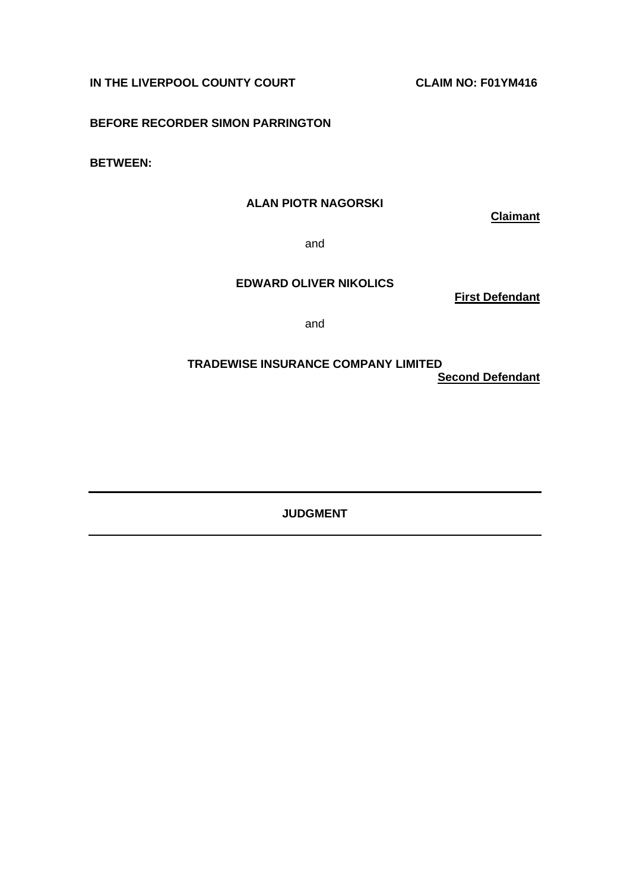**IN THE LIVERPOOL COUNTY COURT** **CLAIM NO: F01YM416**

**BEFORE RECORDER SIMON PARRINGTON**

**BETWEEN:**

**ALAN PIOTR NAGORSKI**

**Claimant**

and

**EDWARD OLIVER NIKOLICS**

**First Defendant**

and

**TRADEWISE INSURANCE COMPANY LIMITED**

**Second Defendant**

---

**JUDGMENT**

---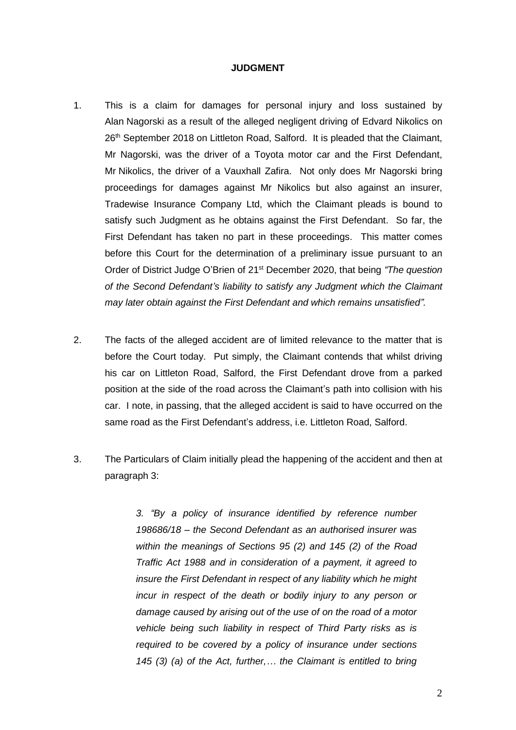**JUDGMENT**

1. This is a claim for damages for personal injury and loss sustained by Alan Nagorski as a result of the alleged negligent driving of Edvard Nikolics on 26th September 2018 on Littleton Road, Salford. It is pleaded that the Claimant, Mr Nagorski, was the driver of a Toyota motor car and the First Defendant, Mr Nikolics, the driver of a Vauxhall Zafira. Not only does Mr Nagorski bring proceedings for damages against Mr Nikolics but also against an insurer, Tradewise Insurance Company Ltd, which the Claimant pleads is bound to satisfy such Judgment as he obtains against the First Defendant. So far, the First Defendant has taken no part in these proceedings. This matter comes before this Court for the determination of a preliminary issue pursuant to an Order of District Judge O'Brien of 21st December 2020, that being *"The question of the Second Defendant's liability to satisfy any Judgment which the Claimant may later obtain against the First Defendant and which remains unsatisfied".*

2. The facts of the alleged accident are of limited relevance to the matter that is before the Court today. Put simply, the Claimant contends that whilst driving his car on Littleton Road, Salford, the First Defendant drove from a parked position at the side of the road across the Claimant's path into collision with his car. I note, in passing, that the alleged accident is said to have occurred on the same road as the First Defendant's address, i.e. Littleton Road, Salford.

3. The Particulars of Claim initially plead the happening of the accident and then at paragraph 3:

> *3. "By a policy of insurance identified by reference number 198686/18 – the Second Defendant as an authorised insurer was within the meanings of Sections 95 (2) and 145 (2) of the Road Traffic Act 1988 and in consideration of a payment, it agreed to insure the First Defendant in respect of any liability which he might incur in respect of the death or bodily injury to any person or damage caused by arising out of the use of on the road of a motor vehicle being such liability in respect of Third Party risks as is required to be covered by a policy of insurance under sections 145 (3) (a) of the Act, further,… the Claimant is entitled to bring*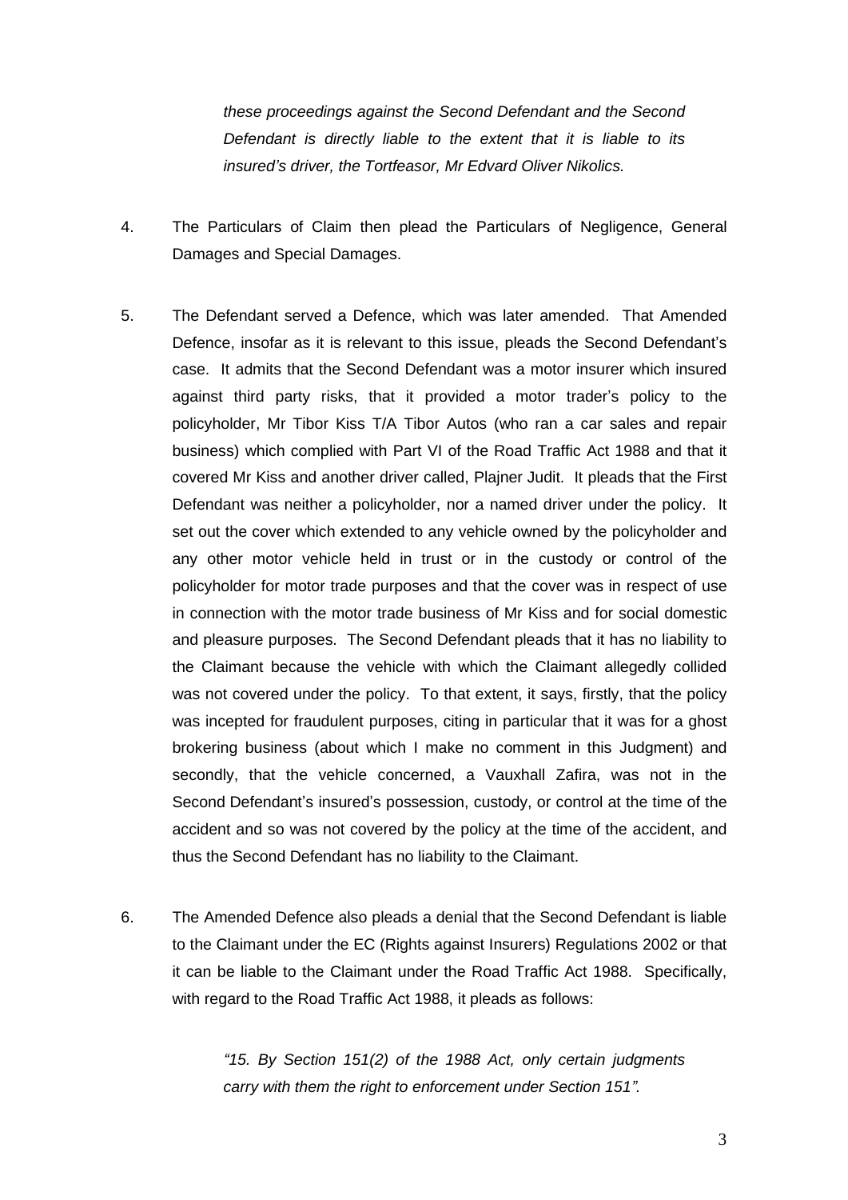*these proceedings against the Second Defendant and the Second Defendant is directly liable to the extent that it is liable to its insured's driver, the Tortfeasor, Mr Edvard Oliver Nikolics.*

4. The Particulars of Claim then plead the Particulars of Negligence, General Damages and Special Damages.

5. The Defendant served a Defence, which was later amended. That Amended Defence, insofar as it is relevant to this issue, pleads the Second Defendant's case. It admits that the Second Defendant was a motor insurer which insured against third party risks, that it provided a motor trader's policy to the policyholder, Mr Tibor Kiss T/A Tibor Autos (who ran a car sales and repair business) which complied with Part VI of the Road Traffic Act 1988 and that it covered Mr Kiss and another driver called, Plajner Judit. It pleads that the First Defendant was neither a policyholder, nor a named driver under the policy. It set out the cover which extended to any vehicle owned by the policyholder and any other motor vehicle held in trust or in the custody or control of the policyholder for motor trade purposes and that the cover was in respect of use in connection with the motor trade business of Mr Kiss and for social domestic and pleasure purposes. The Second Defendant pleads that it has no liability to the Claimant because the vehicle with which the Claimant allegedly collided was not covered under the policy. To that extent, it says, firstly, that the policy was incepted for fraudulent purposes, citing in particular that it was for a ghost brokering business (about which I make no comment in this Judgment) and secondly, that the vehicle concerned, a Vauxhall Zafira, was not in the Second Defendant's insured's possession, custody, or control at the time of the accident and so was not covered by the policy at the time of the accident, and thus the Second Defendant has no liability to the Claimant.

6. The Amended Defence also pleads a denial that the Second Defendant is liable to the Claimant under the EC (Rights against Insurers) Regulations 2002 or that it can be liable to the Claimant under the Road Traffic Act 1988. Specifically, with regard to the Road Traffic Act 1988, it pleads as follows:

   *"15. By Section 151(2) of the 1988 Act, only certain judgments carry with them the right to enforcement under Section 151".*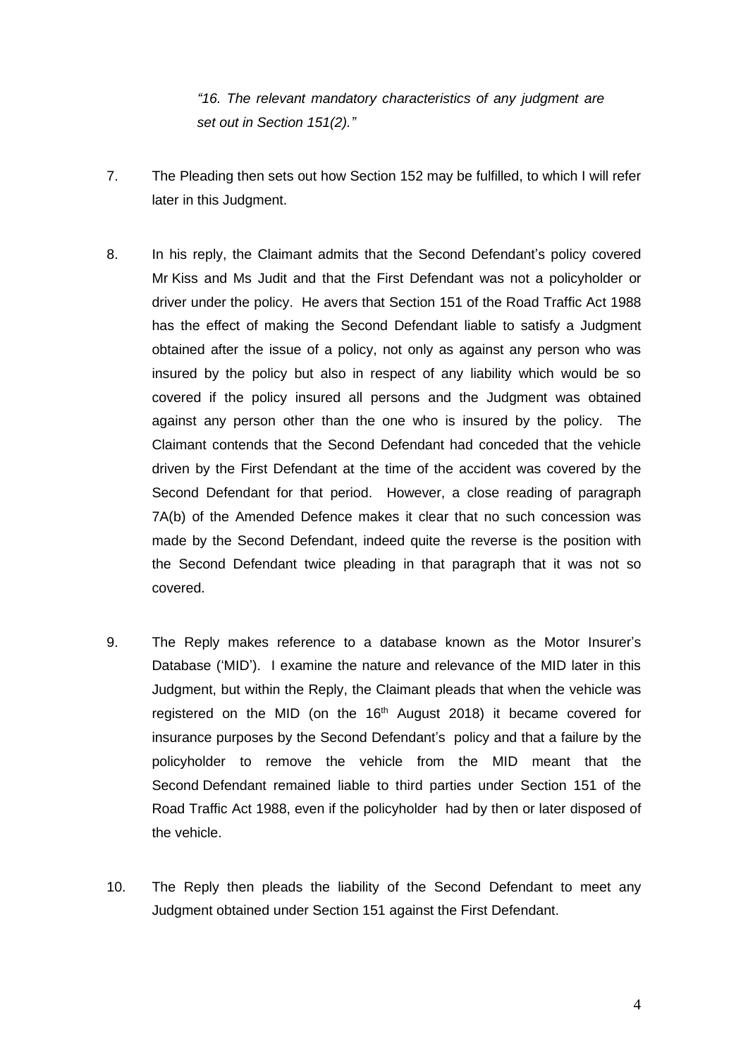> *"16. The relevant mandatory characteristics of any judgment are set out in Section 151(2)."*

7. The Pleading then sets out how Section 152 may be fulfilled, to which I will refer later in this Judgment.

8. In his reply, the Claimant admits that the Second Defendant's policy covered Mr Kiss and Ms Judit and that the First Defendant was not a policyholder or driver under the policy. He avers that Section 151 of the Road Traffic Act 1988 has the effect of making the Second Defendant liable to satisfy a Judgment obtained after the issue of a policy, not only as against any person who was insured by the policy but also in respect of any liability which would be so covered if the policy insured all persons and the Judgment was obtained against any person other than the one who is insured by the policy. The Claimant contends that the Second Defendant had conceded that the vehicle driven by the First Defendant at the time of the accident was covered by the Second Defendant for that period. However, a close reading of paragraph 7A(b) of the Amended Defence makes it clear that no such concession was made by the Second Defendant, indeed quite the reverse is the position with the Second Defendant twice pleading in that paragraph that it was not so covered.

9. The Reply makes reference to a database known as the Motor Insurer's Database ('MID'). I examine the nature and relevance of the MID later in this Judgment, but within the Reply, the Claimant pleads that when the vehicle was registered on the MID (on the 16th August 2018) it became covered for insurance purposes by the Second Defendant's policy and that a failure by the policyholder to remove the vehicle from the MID meant that the Second Defendant remained liable to third parties under Section 151 of the Road Traffic Act 1988, even if the policyholder had by then or later disposed of the vehicle.

10. The Reply then pleads the liability of the Second Defendant to meet any Judgment obtained under Section 151 against the First Defendant.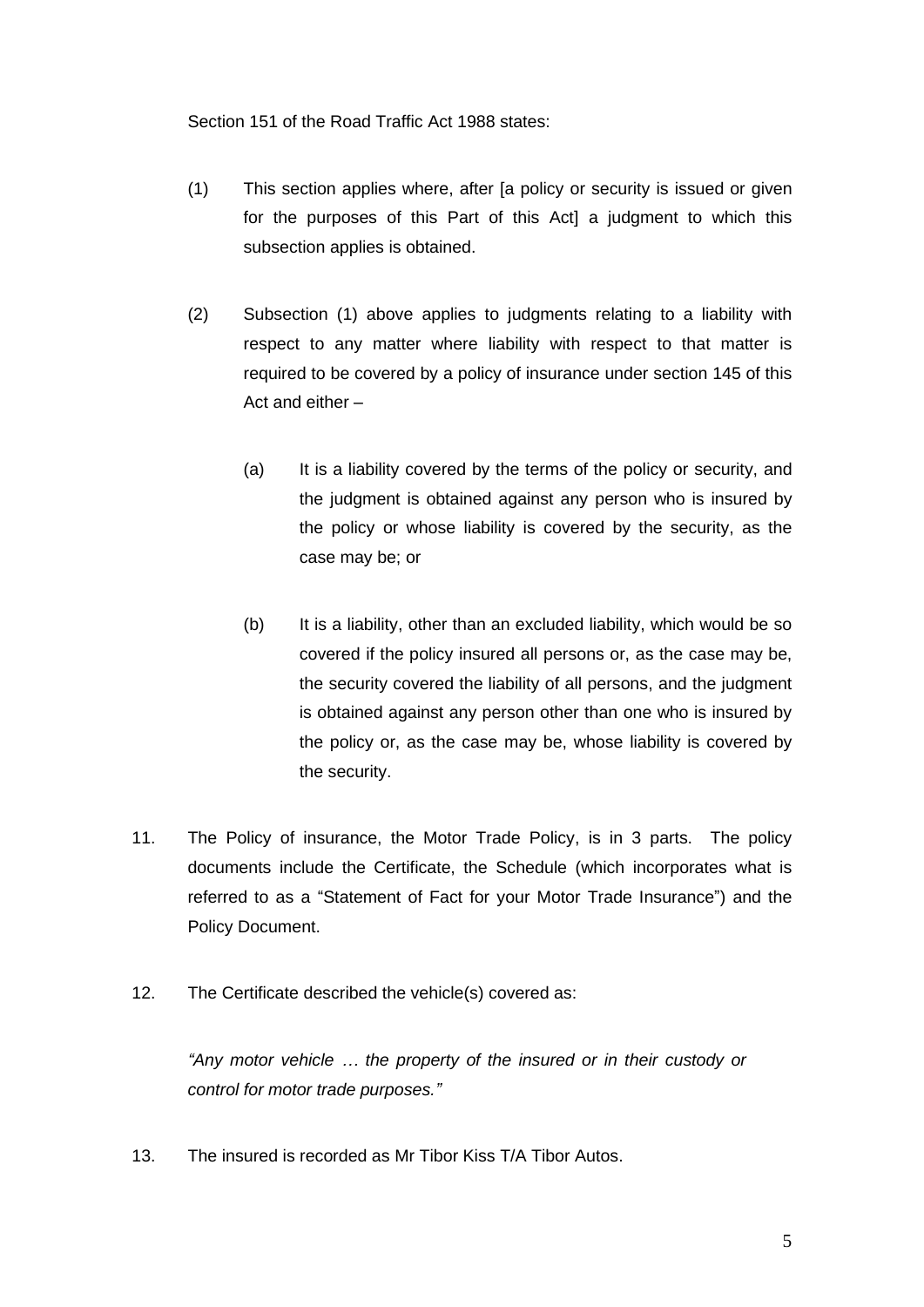Section 151 of the Road Traffic Act 1988 states:

(1) This section applies where, after [a policy or security is issued or given for the purposes of this Part of this Act] a judgment to which this subsection applies is obtained.

(2) Subsection (1) above applies to judgments relating to a liability with respect to any matter where liability with respect to that matter is required to be covered by a policy of insurance under section 145 of this Act and either –

(a) It is a liability covered by the terms of the policy or security, and the judgment is obtained against any person who is insured by the policy or whose liability is covered by the security, as the case may be; or

(b) It is a liability, other than an excluded liability, which would be so covered if the policy insured all persons or, as the case may be, the security covered the liability of all persons, and the judgment is obtained against any person other than one who is insured by the policy or, as the case may be, whose liability is covered by the security.

11. The Policy of insurance, the Motor Trade Policy, is in 3 parts. The policy documents include the Certificate, the Schedule (which incorporates what is referred to as a "Statement of Fact for your Motor Trade Insurance") and the Policy Document.

12. The Certificate described the vehicle(s) covered as:

*"Any motor vehicle … the property of the insured or in their custody or control for motor trade purposes."*

13. The insured is recorded as Mr Tibor Kiss T/A Tibor Autos.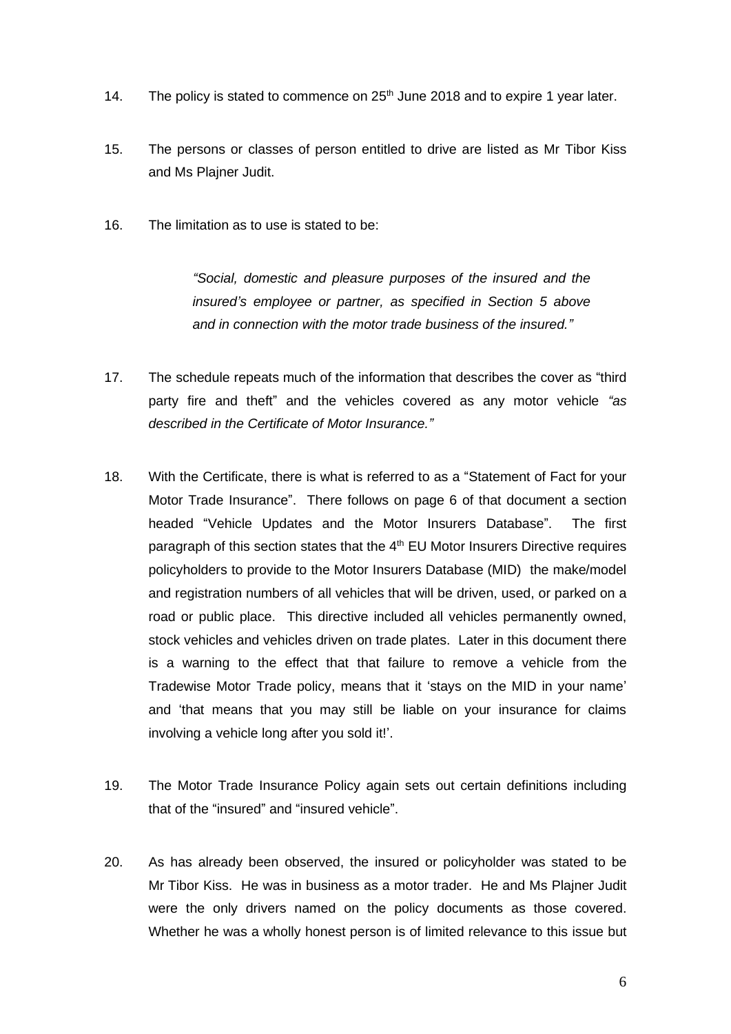14. The policy is stated to commence on 25th June 2018 and to expire 1 year later.

15. The persons or classes of person entitled to drive are listed as Mr Tibor Kiss and Ms Plajner Judit.

16. The limitation as to use is stated to be:

> *"Social, domestic and pleasure purposes of the insured and the insured's employee or partner, as specified in Section 5 above and in connection with the motor trade business of the insured."*

17. The schedule repeats much of the information that describes the cover as "third party fire and theft" and the vehicles covered as any motor vehicle *"as described in the Certificate of Motor Insurance."*

18. With the Certificate, there is what is referred to as a "Statement of Fact for your Motor Trade Insurance". There follows on page 6 of that document a section headed "Vehicle Updates and the Motor Insurers Database". The first paragraph of this section states that the 4th EU Motor Insurers Directive requires policyholders to provide to the Motor Insurers Database (MID) the make/model and registration numbers of all vehicles that will be driven, used, or parked on a road or public place. This directive included all vehicles permanently owned, stock vehicles and vehicles driven on trade plates. Later in this document there is a warning to the effect that that failure to remove a vehicle from the Tradewise Motor Trade policy, means that it 'stays on the MID in your name' and 'that means that you may still be liable on your insurance for claims involving a vehicle long after you sold it!'.

19. The Motor Trade Insurance Policy again sets out certain definitions including that of the "insured" and "insured vehicle".

20. As has already been observed, the insured or policyholder was stated to be Mr Tibor Kiss. He was in business as a motor trader. He and Ms Plajner Judit were the only drivers named on the policy documents as those covered. Whether he was a wholly honest person is of limited relevance to this issue but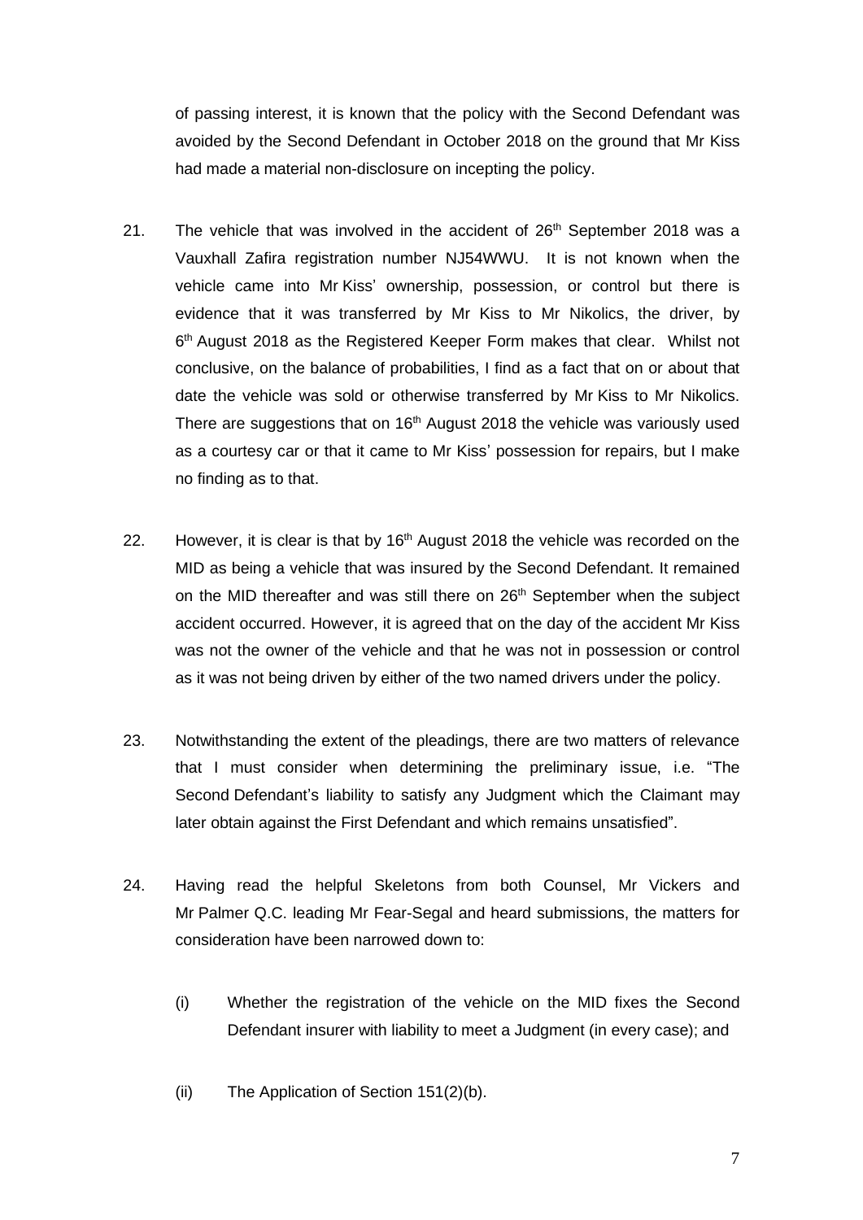of passing interest, it is known that the policy with the Second Defendant was avoided by the Second Defendant in October 2018 on the ground that Mr Kiss had made a material non-disclosure on incepting the policy.

21. The vehicle that was involved in the accident of 26th September 2018 was a Vauxhall Zafira registration number NJ54WWU. It is not known when the vehicle came into Mr Kiss' ownership, possession, or control but there is evidence that it was transferred by Mr Kiss to Mr Nikolics, the driver, by 6th August 2018 as the Registered Keeper Form makes that clear. Whilst not conclusive, on the balance of probabilities, I find as a fact that on or about that date the vehicle was sold or otherwise transferred by Mr Kiss to Mr Nikolics. There are suggestions that on 16th August 2018 the vehicle was variously used as a courtesy car or that it came to Mr Kiss' possession for repairs, but I make no finding as to that.

22. However, it is clear is that by 16th August 2018 the vehicle was recorded on the MID as being a vehicle that was insured by the Second Defendant. It remained on the MID thereafter and was still there on 26th September when the subject accident occurred. However, it is agreed that on the day of the accident Mr Kiss was not the owner of the vehicle and that he was not in possession or control as it was not being driven by either of the two named drivers under the policy.

23. Notwithstanding the extent of the pleadings, there are two matters of relevance that I must consider when determining the preliminary issue, i.e. "The Second Defendant's liability to satisfy any Judgment which the Claimant may later obtain against the First Defendant and which remains unsatisfied".

24. Having read the helpful Skeletons from both Counsel, Mr Vickers and Mr Palmer Q.C. leading Mr Fear-Segal and heard submissions, the matters for consideration have been narrowed down to:

    (i) Whether the registration of the vehicle on the MID fixes the Second Defendant insurer with liability to meet a Judgment (in every case); and

    (ii) The Application of Section 151(2)(b).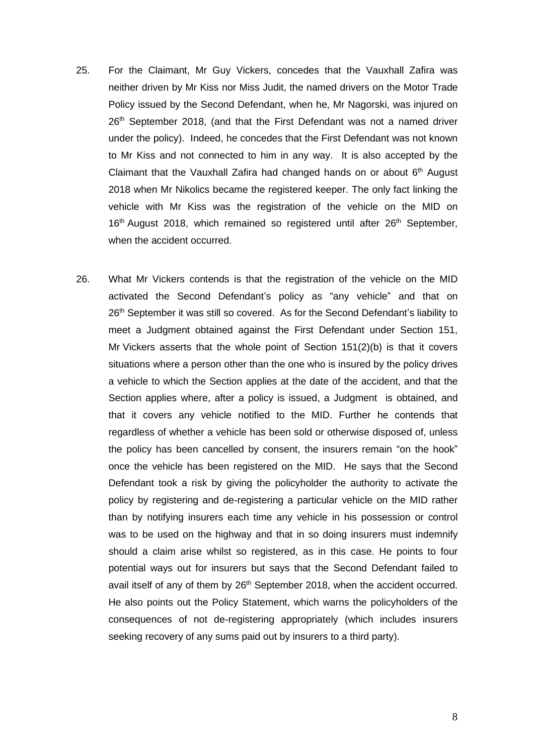25. For the Claimant, Mr Guy Vickers, concedes that the Vauxhall Zafira was neither driven by Mr Kiss nor Miss Judit, the named drivers on the Motor Trade Policy issued by the Second Defendant, when he, Mr Nagorski, was injured on 26th September 2018, (and that the First Defendant was not a named driver under the policy). Indeed, he concedes that the First Defendant was not known to Mr Kiss and not connected to him in any way. It is also accepted by the Claimant that the Vauxhall Zafira had changed hands on or about 6th August 2018 when Mr Nikolics became the registered keeper. The only fact linking the vehicle with Mr Kiss was the registration of the vehicle on the MID on 16th August 2018, which remained so registered until after 26th September, when the accident occurred.

26. What Mr Vickers contends is that the registration of the vehicle on the MID activated the Second Defendant's policy as "any vehicle" and that on 26th September it was still so covered. As for the Second Defendant's liability to meet a Judgment obtained against the First Defendant under Section 151, Mr Vickers asserts that the whole point of Section 151(2)(b) is that it covers situations where a person other than the one who is insured by the policy drives a vehicle to which the Section applies at the date of the accident, and that the Section applies where, after a policy is issued, a Judgment is obtained, and that it covers any vehicle notified to the MID. Further he contends that regardless of whether a vehicle has been sold or otherwise disposed of, unless the policy has been cancelled by consent, the insurers remain "on the hook" once the vehicle has been registered on the MID. He says that the Second Defendant took a risk by giving the policyholder the authority to activate the policy by registering and de-registering a particular vehicle on the MID rather than by notifying insurers each time any vehicle in his possession or control was to be used on the highway and that in so doing insurers must indemnify should a claim arise whilst so registered, as in this case. He points to four potential ways out for insurers but says that the Second Defendant failed to avail itself of any of them by 26th September 2018, when the accident occurred. He also points out the Policy Statement, which warns the policyholders of the consequences of not de-registering appropriately (which includes insurers seeking recovery of any sums paid out by insurers to a third party).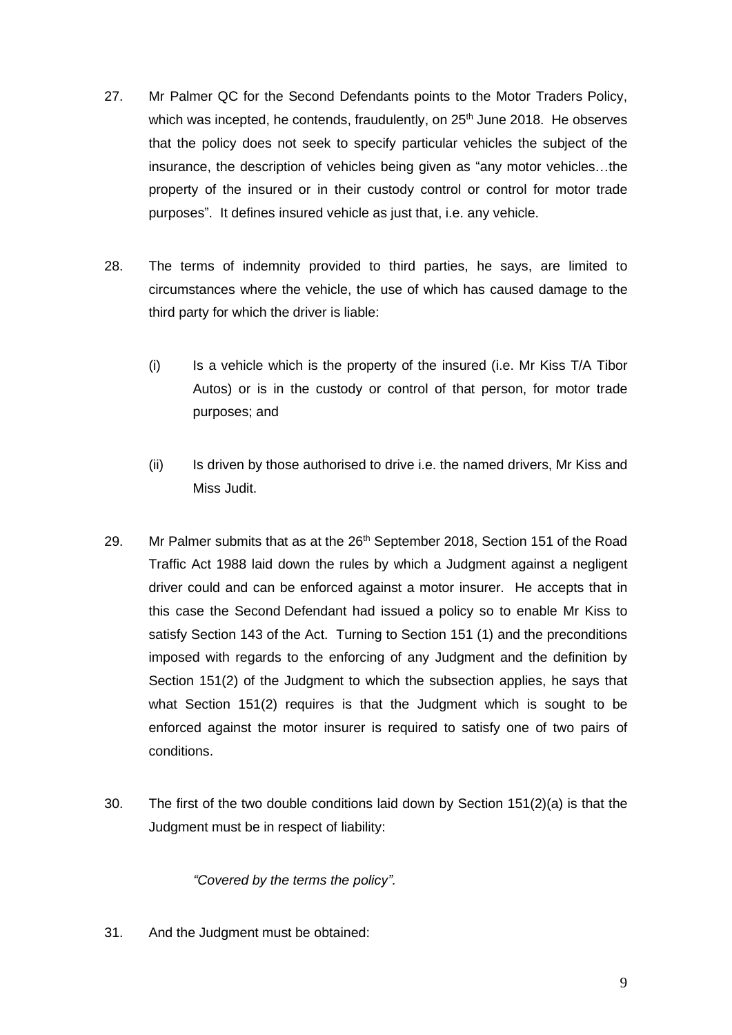27. Mr Palmer QC for the Second Defendants points to the Motor Traders Policy, which was incepted, he contends, fraudulently, on 25th June 2018. He observes that the policy does not seek to specify particular vehicles the subject of the insurance, the description of vehicles being given as "any motor vehicles…the property of the insured or in their custody control or control for motor trade purposes". It defines insured vehicle as just that, i.e. any vehicle.

28. The terms of indemnity provided to third parties, he says, are limited to circumstances where the vehicle, the use of which has caused damage to the third party for which the driver is liable:

    (i) Is a vehicle which is the property of the insured (i.e. Mr Kiss T/A Tibor Autos) or is in the custody or control of that person, for motor trade purposes; and

    (ii) Is driven by those authorised to drive i.e. the named drivers, Mr Kiss and Miss Judit.

29. Mr Palmer submits that as at the 26th September 2018, Section 151 of the Road Traffic Act 1988 laid down the rules by which a Judgment against a negligent driver could and can be enforced against a motor insurer. He accepts that in this case the Second Defendant had issued a policy so to enable Mr Kiss to satisfy Section 143 of the Act. Turning to Section 151 (1) and the preconditions imposed with regards to the enforcing of any Judgment and the definition by Section 151(2) of the Judgment to which the subsection applies, he says that what Section 151(2) requires is that the Judgment which is sought to be enforced against the motor insurer is required to satisfy one of two pairs of conditions.

30. The first of the two double conditions laid down by Section 151(2)(a) is that the Judgment must be in respect of liability:

    *"Covered by the terms the policy".*

31. And the Judgment must be obtained: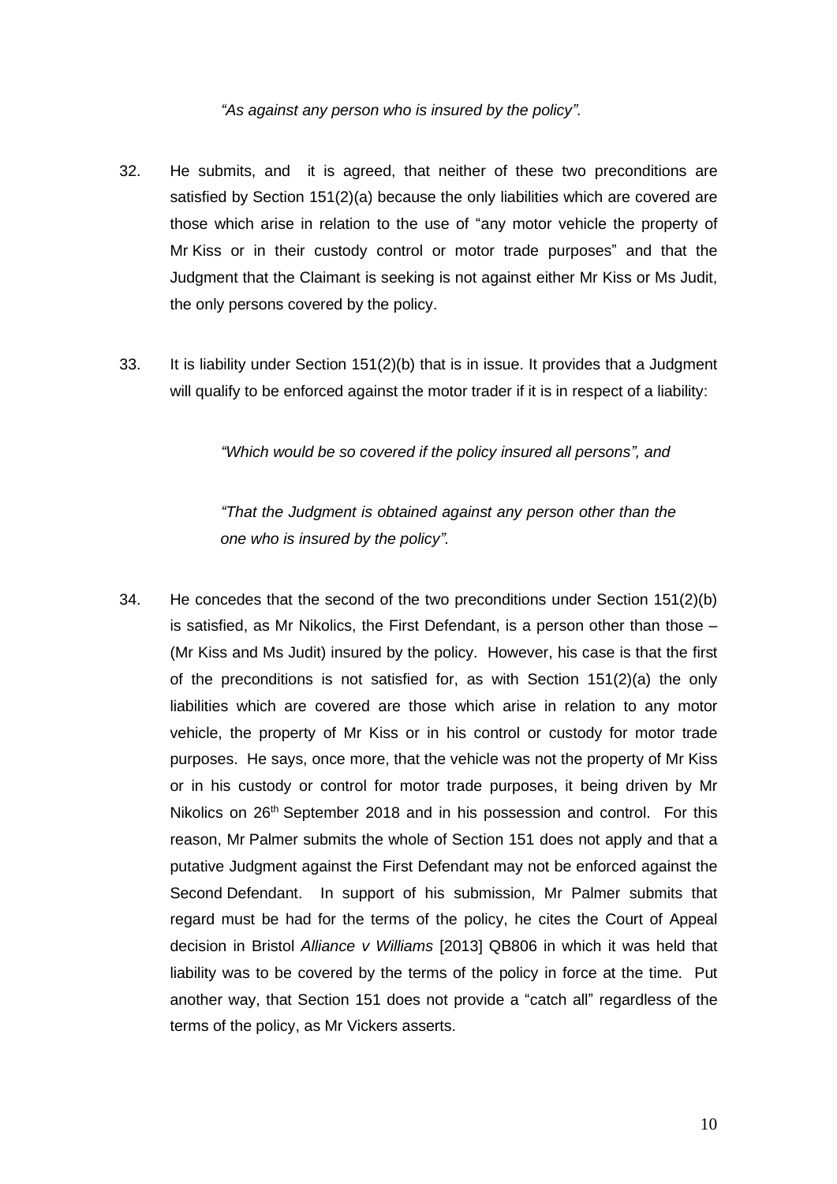*"As against any person who is insured by the policy".*

32. He submits, and it is agreed, that neither of these two preconditions are satisfied by Section 151(2)(a) because the only liabilities which are covered are those which arise in relation to the use of "any motor vehicle the property of Mr Kiss or in their custody control or motor trade purposes" and that the Judgment that the Claimant is seeking is not against either Mr Kiss or Ms Judit, the only persons covered by the policy.

33. It is liability under Section 151(2)(b) that is in issue. It provides that a Judgment will qualify to be enforced against the motor trader if it is in respect of a liability:

 *"Which would be so covered if the policy insured all persons", and*

 *"That the Judgment is obtained against any person other than the one who is insured by the policy".*

34. He concedes that the second of the two preconditions under Section 151(2)(b) is satisfied, as Mr Nikolics, the First Defendant, is a person other than those – (Mr Kiss and Ms Judit) insured by the policy. However, his case is that the first of the preconditions is not satisfied for, as with Section 151(2)(a) the only liabilities which are covered are those which arise in relation to any motor vehicle, the property of Mr Kiss or in his control or custody for motor trade purposes. He says, once more, that the vehicle was not the property of Mr Kiss or in his custody or control for motor trade purposes, it being driven by Mr Nikolics on 26th September 2018 and in his possession and control. For this reason, Mr Palmer submits the whole of Section 151 does not apply and that a putative Judgment against the First Defendant may not be enforced against the Second Defendant. In support of his submission, Mr Palmer submits that regard must be had for the terms of the policy, he cites the Court of Appeal decision in Bristol *Alliance v Williams* [2013] QB806 in which it was held that liability was to be covered by the terms of the policy in force at the time. Put another way, that Section 151 does not provide a "catch all" regardless of the terms of the policy, as Mr Vickers asserts.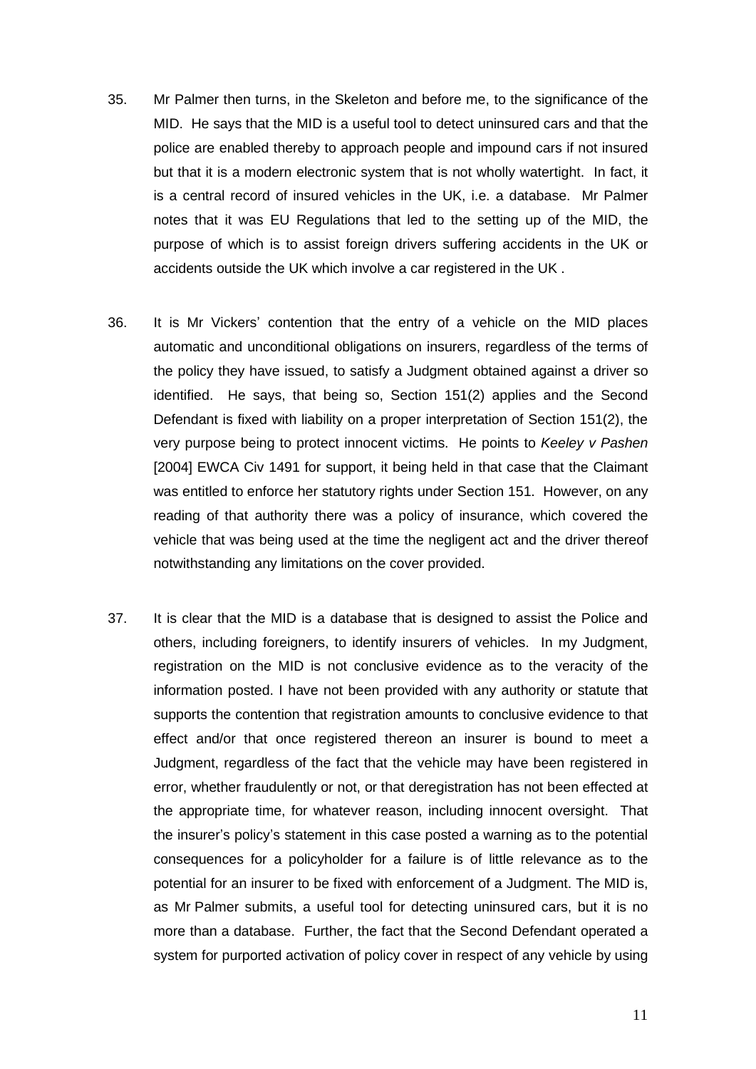35. Mr Palmer then turns, in the Skeleton and before me, to the significance of the MID. He says that the MID is a useful tool to detect uninsured cars and that the police are enabled thereby to approach people and impound cars if not insured but that it is a modern electronic system that is not wholly watertight. In fact, it is a central record of insured vehicles in the UK, i.e. a database. Mr Palmer notes that it was EU Regulations that led to the setting up of the MID, the purpose of which is to assist foreign drivers suffering accidents in the UK or accidents outside the UK which involve a car registered in the UK .

36. It is Mr Vickers' contention that the entry of a vehicle on the MID places automatic and unconditional obligations on insurers, regardless of the terms of the policy they have issued, to satisfy a Judgment obtained against a driver so identified. He says, that being so, Section 151(2) applies and the Second Defendant is fixed with liability on a proper interpretation of Section 151(2), the very purpose being to protect innocent victims. He points to *Keeley v Pashen* [2004] EWCA Civ 1491 for support, it being held in that case that the Claimant was entitled to enforce her statutory rights under Section 151. However, on any reading of that authority there was a policy of insurance, which covered the vehicle that was being used at the time the negligent act and the driver thereof notwithstanding any limitations on the cover provided.

37. It is clear that the MID is a database that is designed to assist the Police and others, including foreigners, to identify insurers of vehicles. In my Judgment, registration on the MID is not conclusive evidence as to the veracity of the information posted. I have not been provided with any authority or statute that supports the contention that registration amounts to conclusive evidence to that effect and/or that once registered thereon an insurer is bound to meet a Judgment, regardless of the fact that the vehicle may have been registered in error, whether fraudulently or not, or that deregistration has not been effected at the appropriate time, for whatever reason, including innocent oversight. That the insurer's policy's statement in this case posted a warning as to the potential consequences for a policyholder for a failure is of little relevance as to the potential for an insurer to be fixed with enforcement of a Judgment. The MID is, as Mr Palmer submits, a useful tool for detecting uninsured cars, but it is no more than a database. Further, the fact that the Second Defendant operated a system for purported activation of policy cover in respect of any vehicle by using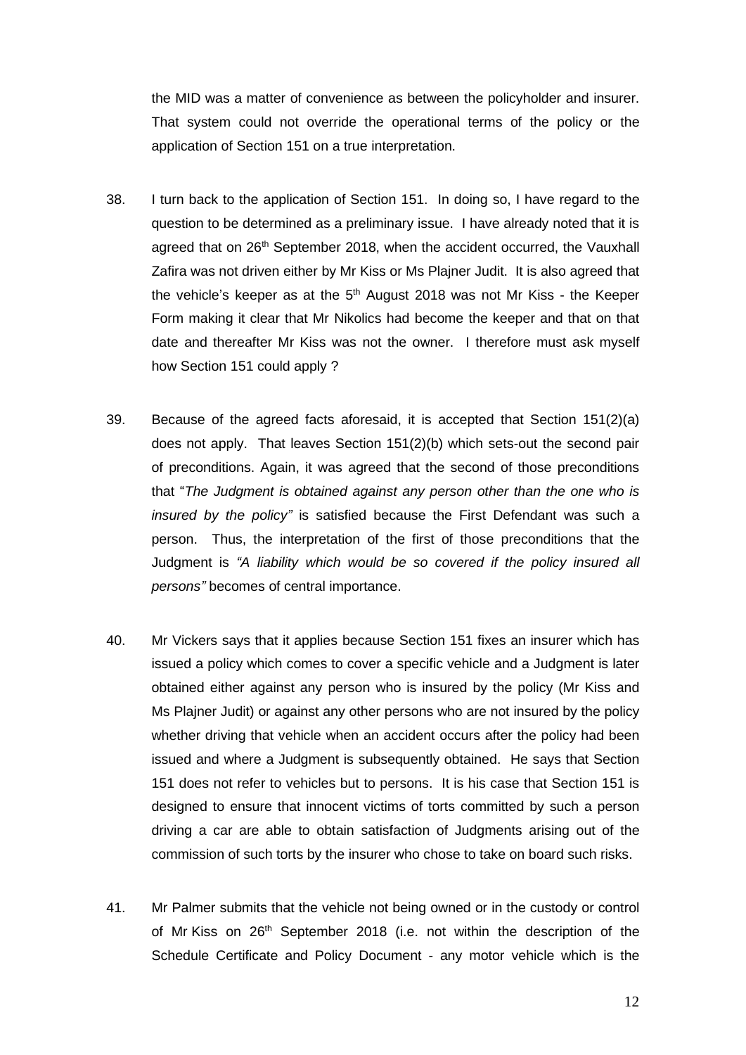the MID was a matter of convenience as between the policyholder and insurer. That system could not override the operational terms of the policy or the application of Section 151 on a true interpretation.

38. I turn back to the application of Section 151. In doing so, I have regard to the question to be determined as a preliminary issue. I have already noted that it is agreed that on 26th September 2018, when the accident occurred, the Vauxhall Zafira was not driven either by Mr Kiss or Ms Plajner Judit. It is also agreed that the vehicle's keeper as at the 5th August 2018 was not Mr Kiss - the Keeper Form making it clear that Mr Nikolics had become the keeper and that on that date and thereafter Mr Kiss was not the owner. I therefore must ask myself how Section 151 could apply ?

39. Because of the agreed facts aforesaid, it is accepted that Section 151(2)(a) does not apply. That leaves Section 151(2)(b) which sets-out the second pair of preconditions. Again, it was agreed that the second of those preconditions that "*The Judgment is obtained against any person other than the one who is insured by the policy"* is satisfied because the First Defendant was such a person. Thus, the interpretation of the first of those preconditions that the Judgment is *"A liability which would be so covered if the policy insured all persons"* becomes of central importance.

40. Mr Vickers says that it applies because Section 151 fixes an insurer which has issued a policy which comes to cover a specific vehicle and a Judgment is later obtained either against any person who is insured by the policy (Mr Kiss and Ms Plajner Judit) or against any other persons who are not insured by the policy whether driving that vehicle when an accident occurs after the policy had been issued and where a Judgment is subsequently obtained. He says that Section 151 does not refer to vehicles but to persons. It is his case that Section 151 is designed to ensure that innocent victims of torts committed by such a person driving a car are able to obtain satisfaction of Judgments arising out of the commission of such torts by the insurer who chose to take on board such risks.

41. Mr Palmer submits that the vehicle not being owned or in the custody or control of Mr Kiss on 26th September 2018 (i.e. not within the description of the Schedule Certificate and Policy Document - any motor vehicle which is the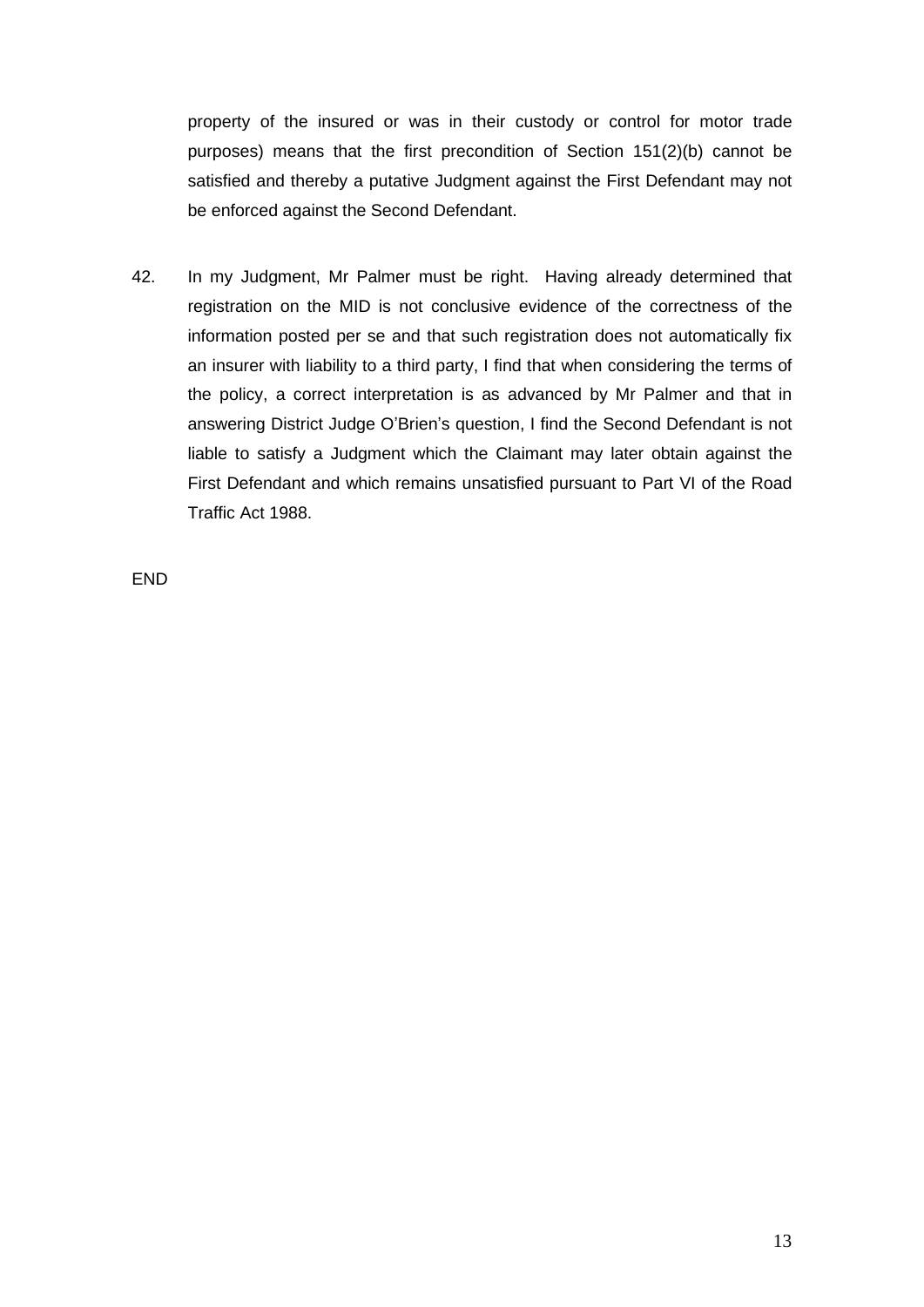property of the insured or was in their custody or control for motor trade purposes) means that the first precondition of Section 151(2)(b) cannot be satisfied and thereby a putative Judgment against the First Defendant may not be enforced against the Second Defendant.

42. In my Judgment, Mr Palmer must be right. Having already determined that registration on the MID is not conclusive evidence of the correctness of the information posted per se and that such registration does not automatically fix an insurer with liability to a third party, I find that when considering the terms of the policy, a correct interpretation is as advanced by Mr Palmer and that in answering District Judge O'Brien's question, I find the Second Defendant is not liable to satisfy a Judgment which the Claimant may later obtain against the First Defendant and which remains unsatisfied pursuant to Part VI of the Road Traffic Act 1988.

END